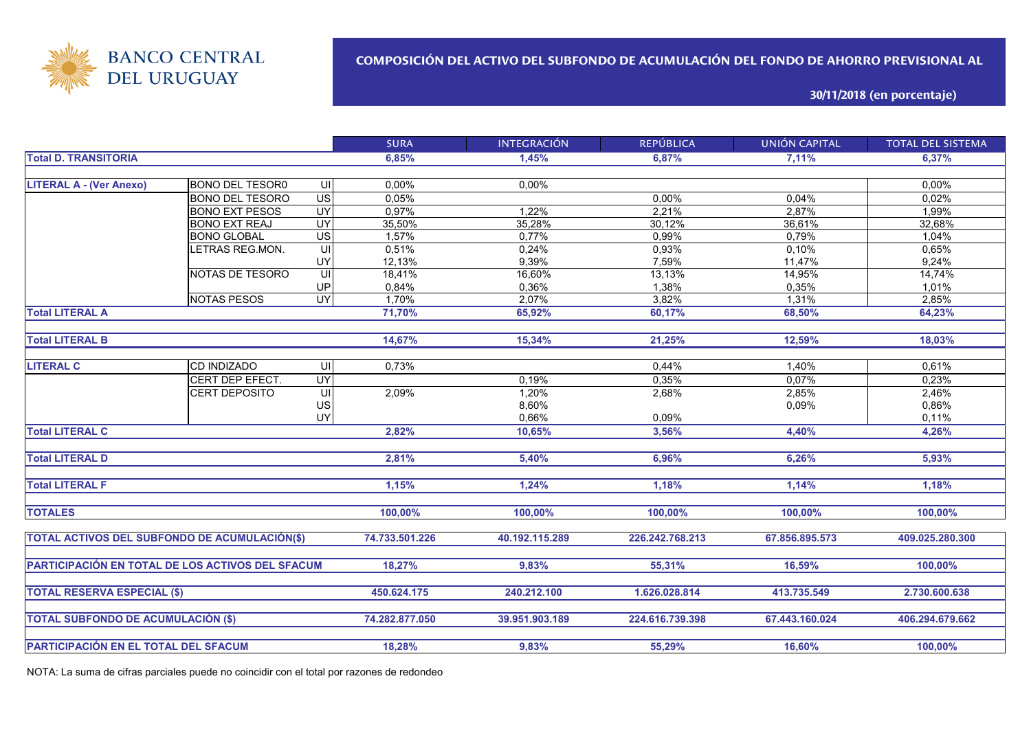BANCO CENTRAL DEL URUGUAY

## COMPOSICIÓN DEL ACTIVO DEL SUBFONDO DE ACUMULACIÓN DEL FONDO DE AHORRO PREVISIONAL AL 30/11/2018 (en porcentaje)

| | | | SURA | INTEGRACIÓN | REPÚBLICA | UNIÓN CAPITAL | TOTAL DEL SISTEMA |
|---|---|---|---|---|---|---|---|
| **Total D. TRANSITORIA** | | | **6,85%** | **1,45%** | **6,87%** | **7,11%** | **6,37%** |
| **LITERAL A - (Ver Anexo)** | BONO DEL TESOR0 | UI | 0,00% | 0,00% | | | 0,00% |
| | BONO DEL TESORO | US | 0,05% | | 0,00% | 0,04% | 0,02% |
| | BONO EXT PESOS | UY | 0,97% | 1,22% | 2,21% | 2,87% | 1,99% |
| | BONO EXT REAJ | UY | 35,50% | 35,28% | 30,12% | 36,61% | 32,68% |
| | BONO GLOBAL | US | 1,57% | 0,77% | 0,99% | 0,79% | 1,04% |
| | LETRAS REG.MON. | UI | 0,51% | 0,24% | 0,93% | 0,10% | 0,65% |
| | | UY | 12,13% | 9,39% | 7,59% | 11,47% | 9,24% |
| | NOTAS DE TESORO | UI | 18,41% | 16,60% | 13,13% | 14,95% | 14,74% |
| | | UP | 0,84% | 0,36% | 1,38% | 0,35% | 1,01% |
| | NOTAS PESOS | UY | 1,70% | 2,07% | 3,82% | 1,31% | 2,85% |
| **Total LITERAL A** | | | **71,70%** | **65,92%** | **60,17%** | **68,50%** | **64,23%** |
| **Total LITERAL B** | | | **14,67%** | **15,34%** | **21,25%** | **12,59%** | **18,03%** |
| **LITERAL C** | CD INDIZADO | UI | 0,73% | | 0,44% | 1,40% | 0,61% |
| | CERT DEP EFECT. | UY | | 0,19% | 0,35% | 0,07% | 0,23% |
| | CERT DEPOSITO | UI | 2,09% | 1,20% | 2,68% | 2,85% | 2,46% |
| | | US | | 8,60% | | 0,09% | 0,86% |
| | | UY | | 0,66% | 0,09% | | 0,11% |
| **Total LITERAL C** | | | **2,82%** | **10,65%** | **3,56%** | **4,40%** | **4,26%** |
| **Total LITERAL D** | | | **2,81%** | **5,40%** | **6,96%** | **6,26%** | **5,93%** |
| **Total LITERAL F** | | | **1,15%** | **1,24%** | **1,18%** | **1,14%** | **1,18%** |
| **TOTALES** | | | **100,00%** | **100,00%** | **100,00%** | **100,00%** | **100,00%** |
| **TOTAL ACTIVOS DEL SUBFONDO DE ACUMULACIÓN($)** | | | **74.733.501.226** | **40.192.115.289** | **226.242.768.213** | **67.856.895.573** | **409.025.280.300** |
| **PARTICIPACIÓN EN TOTAL DE LOS ACTIVOS DEL SFACUM** | | | **18,27%** | **9,83%** | **55,31%** | **16,59%** | **100,00%** |
| **TOTAL RESERVA ESPECIAL ($)** | | | **450.624.175** | **240.212.100** | **1.626.028.814** | **413.735.549** | **2.730.600.638** |
| **TOTAL SUBFONDO DE ACUMULACIÓN ($)** | | | **74.282.877.050** | **39.951.903.189** | **224.616.739.398** | **67.443.160.024** | **406.294.679.662** |
| **PARTICIPACIÓN EN EL TOTAL DEL SFACUM** | | | **18,28%** | **9,83%** | **55,29%** | **16,60%** | **100,00%** |

NOTA: La suma de cifras parciales puede no coincidir con el total por razones de redondeo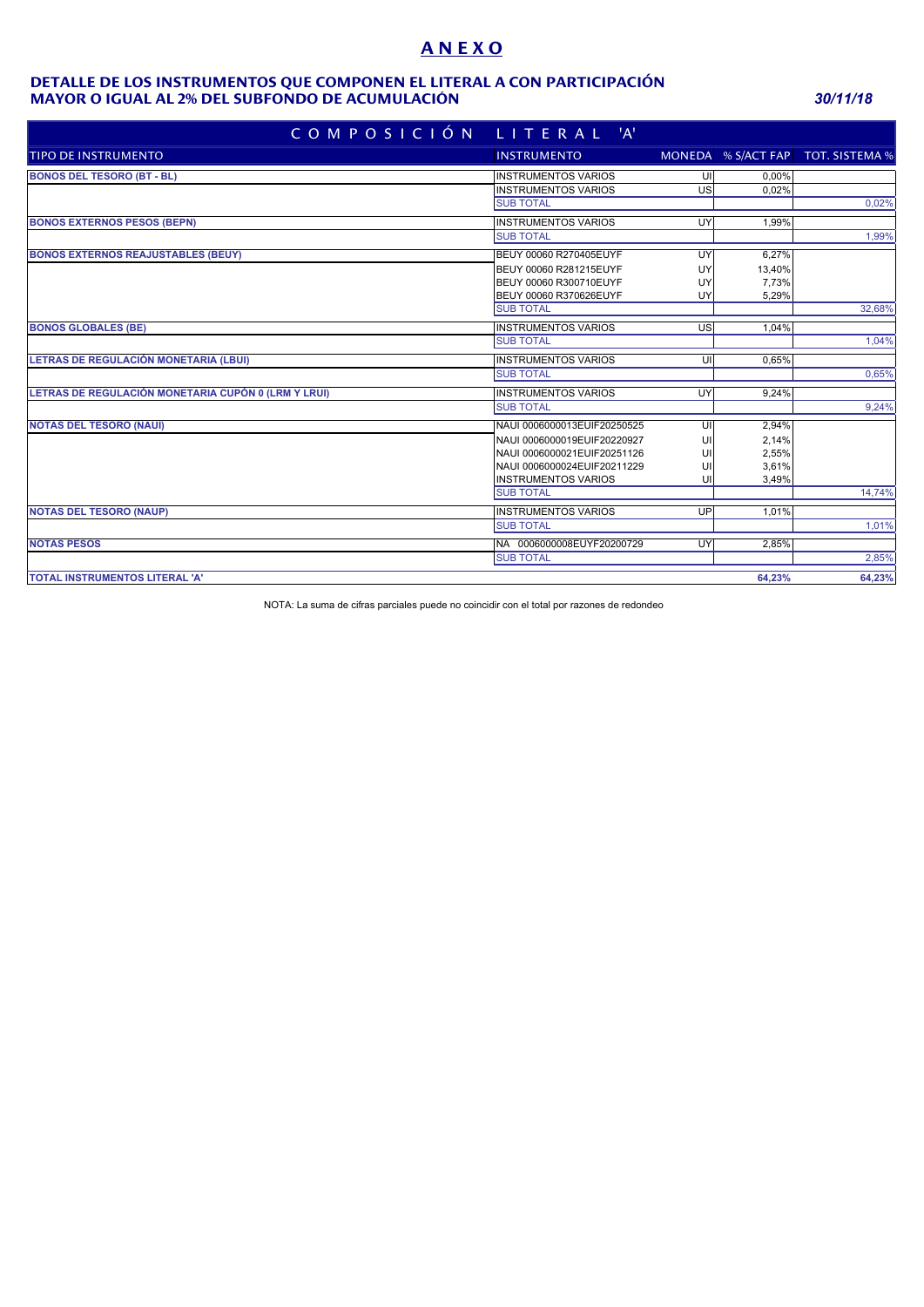# ANEXO

## DETALLE DE LOS INSTRUMENTOS QUE COMPONEN EL LITERAL A CON PARTICIPACIÓN MAYOR O IGUAL AL 2% DEL SUBFONDO DE ACUMULACIÓN

*30/11/18*

| COMPOSICIÓN LITERAL 'A' | | | | |
|---|---|---|---|---|
| TIPO DE INSTRUMENTO | INSTRUMENTO | MONEDA | % S/ACT FAP | TOT. SISTEMA % |
| **BONOS DEL TESORO (BT - BL)** | INSTRUMENTOS VARIOS | UI | 0,00% | |
| | INSTRUMENTOS VARIOS | US | 0,02% | |
| | SUB TOTAL | | | 0,02% |
| **BONOS EXTERNOS PESOS (BEPN)** | INSTRUMENTOS VARIOS | UY | 1,99% | |
| | SUB TOTAL | | | 1,99% |
| **BONOS EXTERNOS REAJUSTABLES (BEUY)** | BEUY 00060 R270405EUYF | UY | 6,27% | |
| | BEUY 00060 R281215EUYF | UY | 13,40% | |
| | BEUY 00060 R300710EUYF | UY | 7,73% | |
| | BEUY 00060 R370626EUYF | UY | 5,29% | |
| | SUB TOTAL | | | 32,68% |
| **BONOS GLOBALES (BE)** | INSTRUMENTOS VARIOS | US | 1,04% | |
| | SUB TOTAL | | | 1,04% |
| **LETRAS DE REGULACIÓN MONETARIA (LBUI)** | INSTRUMENTOS VARIOS | UI | 0,65% | |
| | SUB TOTAL | | | 0,65% |
| **LETRAS DE REGULACIÓN MONETARIA CUPÓN 0 (LRM Y LRUI)** | INSTRUMENTOS VARIOS | UY | 9,24% | |
| | SUB TOTAL | | | 9,24% |
| **NOTAS DEL TESORO (NAUI)** | NAUI 0006000013EUIF20250525 | UI | 2,94% | |
| | NAUI 0006000019EUIF20220927 | UI | 2,14% | |
| | NAUI 0006000021EUIF20251126 | UI | 2,55% | |
| | NAUI 0006000024EUIF20211229 | UI | 3,61% | |
| | INSTRUMENTOS VARIOS | UI | 3,49% | |
| | SUB TOTAL | | | 14,74% |
| **NOTAS DEL TESORO (NAUP)** | INSTRUMENTOS VARIOS | UP | 1,01% | |
| | SUB TOTAL | | | 1,01% |
| **NOTAS PESOS** | NA 0006000008EUYF20200729 | UY | 2,85% | |
| | SUB TOTAL | | | 2,85% |
| **TOTAL INSTRUMENTOS LITERAL 'A'** | | | **64,23%** | **64,23%** |

NOTA: La suma de cifras parciales puede no coincidir con el total por razones de redondeo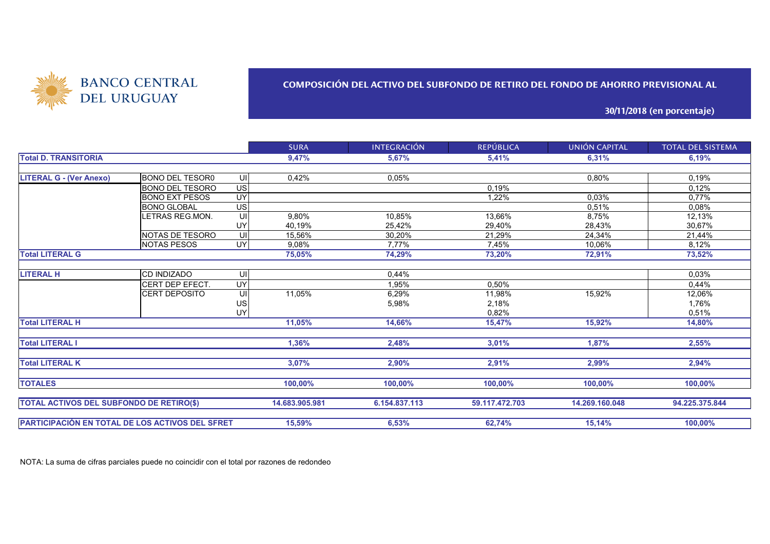BANCO CENTRAL DEL URUGUAY

## COMPOSICIÓN DEL ACTIVO DEL SUBFONDO DE RETIRO DEL FONDO DE AHORRO PREVISIONAL AL 30/11/2018 (en porcentaje)

| | | | SURA | INTEGRACIÓN | REPÚBLICA | UNIÓN CAPITAL | TOTAL DEL SISTEMA |
|---|---|---|---|---|---|---|---|
| **Total D. TRANSITORIA** | | | **9,47%** | **5,67%** | **5,41%** | **6,31%** | **6,19%** |
| **LITERAL G - (Ver Anexo)** | BONO DEL TESOR0 | UI | 0,42% | 0,05% | | 0,80% | 0,19% |
| | BONO DEL TESORO | US | | | 0,19% | | 0,12% |
| | BONO EXT PESOS | UY | | | 1,22% | 0,03% | 0,77% |
| | BONO GLOBAL | US | | | | 0,51% | 0,08% |
| | LETRAS REG.MON. | UI | 9,80% | 10,85% | 13,66% | 8,75% | 12,13% |
| | | UY | 40,19% | 25,42% | 29,40% | 28,43% | 30,67% |
| | NOTAS DE TESORO | UI | 15,56% | 30,20% | 21,29% | 24,34% | 21,44% |
| | NOTAS PESOS | UY | 9,08% | 7,77% | 7,45% | 10,06% | 8,12% |
| **Total LITERAL G** | | | **75,05%** | **74,29%** | **73,20%** | **72,91%** | **73,52%** |
| **LITERAL H** | CD INDIZADO | UI | | 0,44% | | | 0,03% |
| | CERT DEP EFECT. | UY | | 1,95% | 0,50% | | 0,44% |
| | CERT DEPOSITO | UI | 11,05% | 6,29% | 11,98% | 15,92% | 12,06% |
| | | US | | 5,98% | 2,18% | | 1,76% |
| | | UY | | | 0,82% | | 0,51% |
| **Total LITERAL H** | | | **11,05%** | **14,66%** | **15,47%** | **15,92%** | **14,80%** |
| **Total LITERAL I** | | | **1,36%** | **2,48%** | **3,01%** | **1,87%** | **2,55%** |
| **Total LITERAL K** | | | **3,07%** | **2,90%** | **2,91%** | **2,99%** | **2,94%** |
| **TOTALES** | | | **100,00%** | **100,00%** | **100,00%** | **100,00%** | **100,00%** |
| **TOTAL ACTIVOS DEL SUBFONDO DE RETIRO($)** | | | **14.683.905.981** | **6.154.837.113** | **59.117.472.703** | **14.269.160.048** | **94.225.375.844** |
| **PARTICIPACIÓN EN TOTAL DE LOS ACTIVOS DEL SFRET** | | | **15,59%** | **6,53%** | **62,74%** | **15,14%** | **100,00%** |

NOTA: La suma de cifras parciales puede no coincidir con el total por razones de redondeo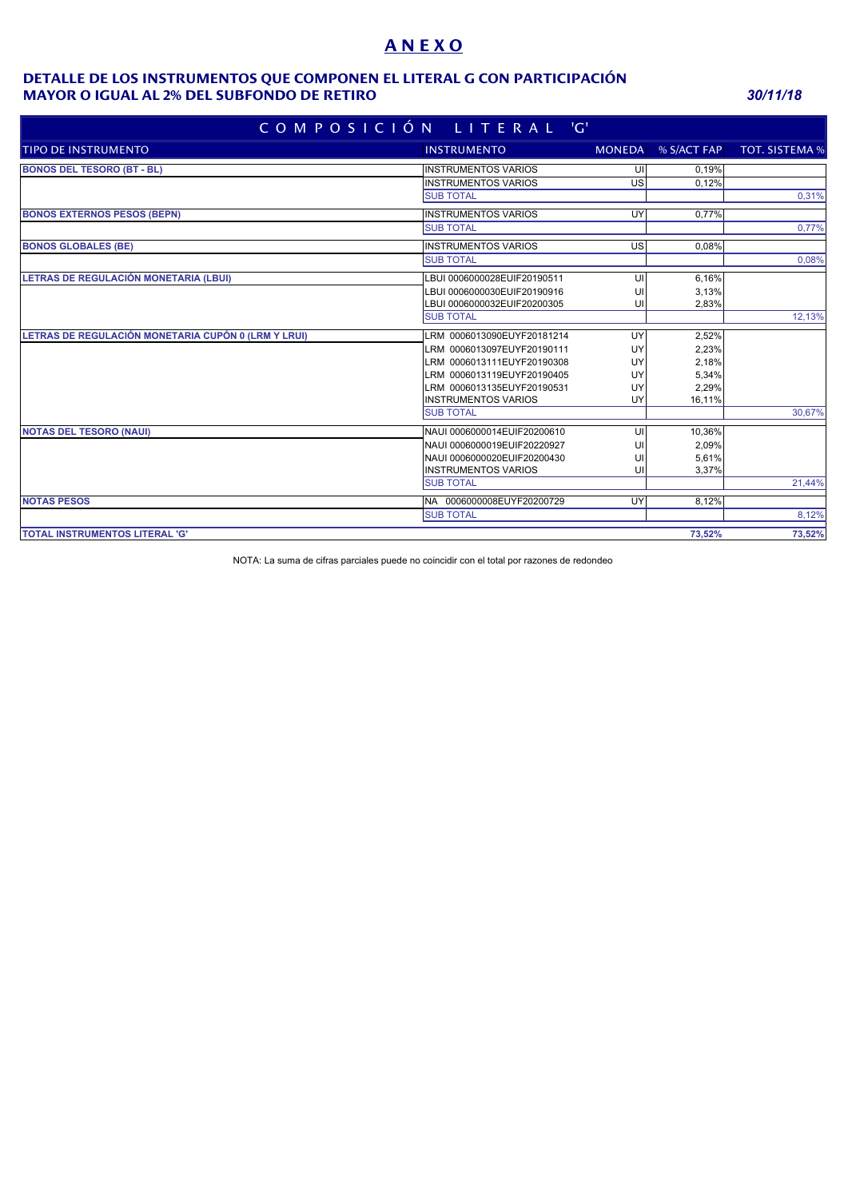# ANEXO

## DETALLE DE LOS INSTRUMENTOS QUE COMPONEN EL LITERAL G CON PARTICIPACIÓN MAYOR O IGUAL AL 2% DEL SUBFONDO DE RETIRO

*30/11/18*

| COMPOSICIÓN LITERAL 'G' | | | | |
|---|---|---|---|---|
| TIPO DE INSTRUMENTO | INSTRUMENTO | MONEDA | % S/ACT FAP | TOT. SISTEMA % |
| **BONOS DEL TESORO (BT - BL)** | INSTRUMENTOS VARIOS | UI | 0,19% | |
| | INSTRUMENTOS VARIOS | US | 0,12% | |
| | SUB TOTAL | | | 0,31% |
| **BONOS EXTERNOS PESOS (BEPN)** | INSTRUMENTOS VARIOS | UY | 0,77% | |
| | SUB TOTAL | | | 0,77% |
| **BONOS GLOBALES (BE)** | INSTRUMENTOS VARIOS | US | 0,08% | |
| | SUB TOTAL | | | 0,08% |
| **LETRAS DE REGULACIÓN MONETARIA (LBUI)** | LBUI 0006000028EUIF20190511 | UI | 6,16% | |
| | LBUI 0006000030EUIF20190916 | UI | 3,13% | |
| | LBUI 0006000032EUIF20200305 | UI | 2,83% | |
| | SUB TOTAL | | | 12,13% |
| **LETRAS DE REGULACIÓN MONETARIA CUPÓN 0 (LRM Y LRUI)** | LRM 0006013090EUYF20181214 | UY | 2,52% | |
| | LRM 0006013097EUYF20190111 | UY | 2,23% | |
| | LRM 0006013111EUYF20190308 | UY | 2,18% | |
| | LRM 0006013119EUYF20190405 | UY | 5,34% | |
| | LRM 0006013135EUYF20190531 | UY | 2,29% | |
| | INSTRUMENTOS VARIOS | UY | 16,11% | |
| | SUB TOTAL | | | 30,67% |
| **NOTAS DEL TESORO (NAUI)** | NAUI 0006000014EUIF20200610 | UI | 10,36% | |
| | NAUI 0006000019EUIF20220927 | UI | 2,09% | |
| | NAUI 0006000020EUIF20200430 | UI | 5,61% | |
| | INSTRUMENTOS VARIOS | UI | 3,37% | |
| | SUB TOTAL | | | 21,44% |
| **NOTAS PESOS** | NA 0006000008EUYF20200729 | UY | 8,12% | |
| | SUB TOTAL | | | 8,12% |
| **TOTAL INSTRUMENTOS LITERAL 'G'** | | | **73,52%** | **73,52%** |

NOTA: La suma de cifras parciales puede no coincidir con el total por razones de redondeo